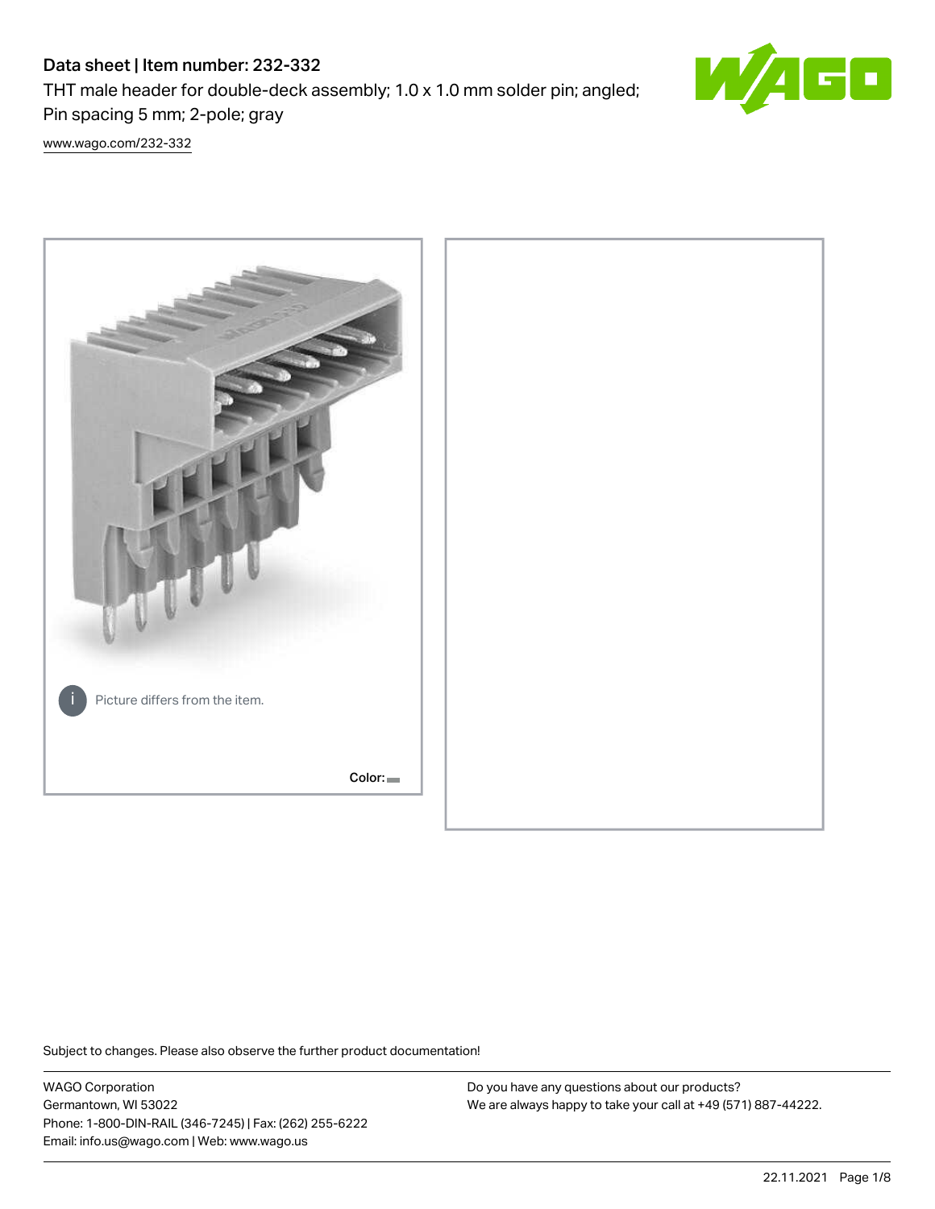# Data sheet | Item number: 232-332

THT male header for double-deck assembly; 1.0 x 1.0 mm solder pin; angled; Pin spacing 5 mm; 2-pole; gray

www.wago.com/232-332

Picture differs from the item.

Color:

Subject to changes. Please also observe the further product documentation!

WAGO Corporation
Germantown, WI 53022
Phone: 1-800-DIN-RAIL (346-7245) | Fax: (262) 255-6222
Email: info.us@wago.com | Web: www.wago.us

Do you have any questions about our products?
We are always happy to take your call at +49 (571) 887-44222.

22.11.2021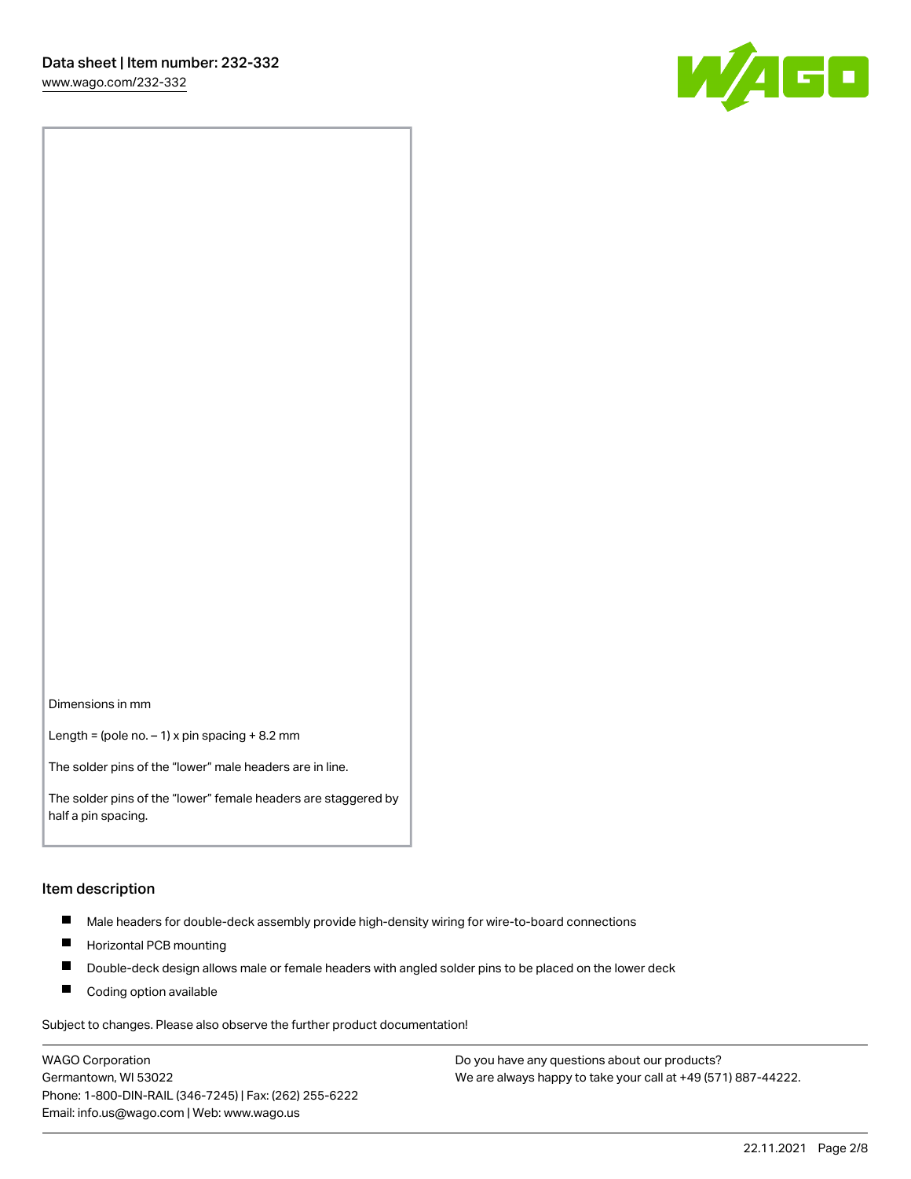Dimensions in mm

Length = (pole no. – 1) x pin spacing + 8.2 mm

The solder pins of the “lower” male headers are in line.

The solder pins of the “lower” female headers are staggered by half a pin spacing.

## Item description

- Male headers for double-deck assembly provide high-density wiring for wire-to-board connections
- Horizontal PCB mounting
- Double-deck design allows male or female headers with angled solder pins to be placed on the lower deck
- Coding option available

Subject to changes. Please also observe the further product documentation!

WAGO Corporation
Germantown, WI 53022
Phone: 1-800-DIN-RAIL (346-7245) | Fax: (262) 255-6222
Email: info.us@wago.com | Web: www.wago.us

Do you have any questions about our products?
We are always happy to take your call at +49 (571) 887-44222.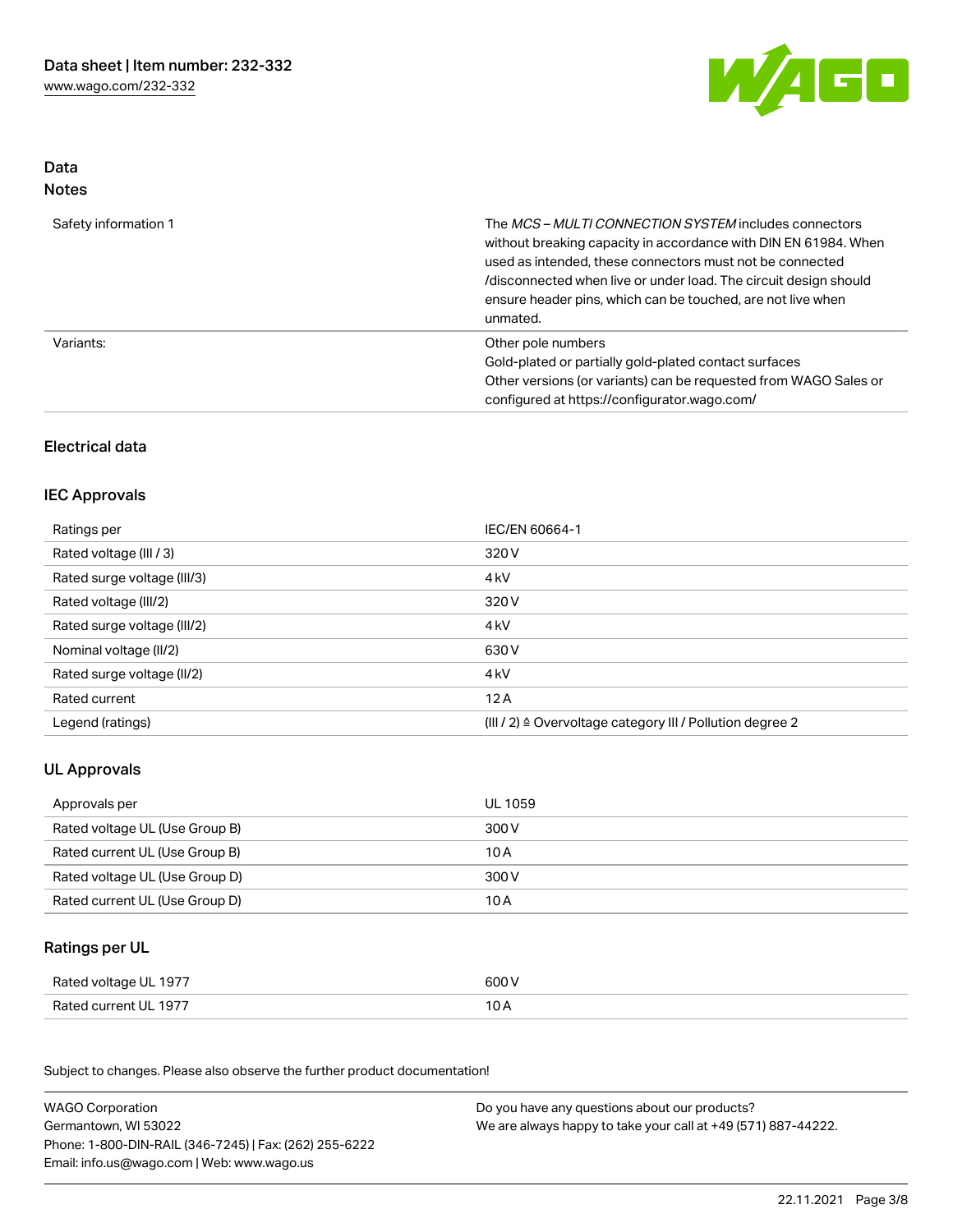## Data
### Notes

| | |
|---|---|
| Safety information 1 | The *MCS – MULTI CONNECTION SYSTEM* includes connectors without breaking capacity in accordance with DIN EN 61984. When used as intended, these connectors must not be connected /disconnected when live or under load. The circuit design should ensure header pins, which can be touched, are not live when unmated. |
| Variants: | Other pole numbers<br>Gold-plated or partially gold-plated contact surfaces<br>Other versions (or variants) can be requested from WAGO Sales or configured at https://configurator.wago.com/ |

## Electrical data

### IEC Approvals

| | |
|---|---|
| Ratings per | IEC/EN 60664-1 |
| Rated voltage (III / 3) | 320 V |
| Rated surge voltage (III/3) | 4 kV |
| Rated voltage (III/2) | 320 V |
| Rated surge voltage (III/2) | 4 kV |
| Nominal voltage (II/2) | 630 V |
| Rated surge voltage (II/2) | 4 kV |
| Rated current | 12 A |
| Legend (ratings) | (III / 2) ≙ Overvoltage category III / Pollution degree 2 |

### UL Approvals

| | |
|---|---|
| Approvals per | UL 1059 |
| Rated voltage UL (Use Group B) | 300 V |
| Rated current UL (Use Group B) | 10 A |
| Rated voltage UL (Use Group D) | 300 V |
| Rated current UL (Use Group D) | 10 A |

### Ratings per UL

| | |
|---|---|
| Rated voltage UL 1977 | 600 V |
| Rated current UL 1977 | 10 A |

Subject to changes. Please also observe the further product documentation!

WAGO Corporation
Germantown, WI 53022
Phone: 1-800-DIN-RAIL (346-7245) | Fax: (262) 255-6222
Email: info.us@wago.com | Web: www.wago.us

Do you have any questions about our products?
We are always happy to take your call at +49 (571) 887-44222.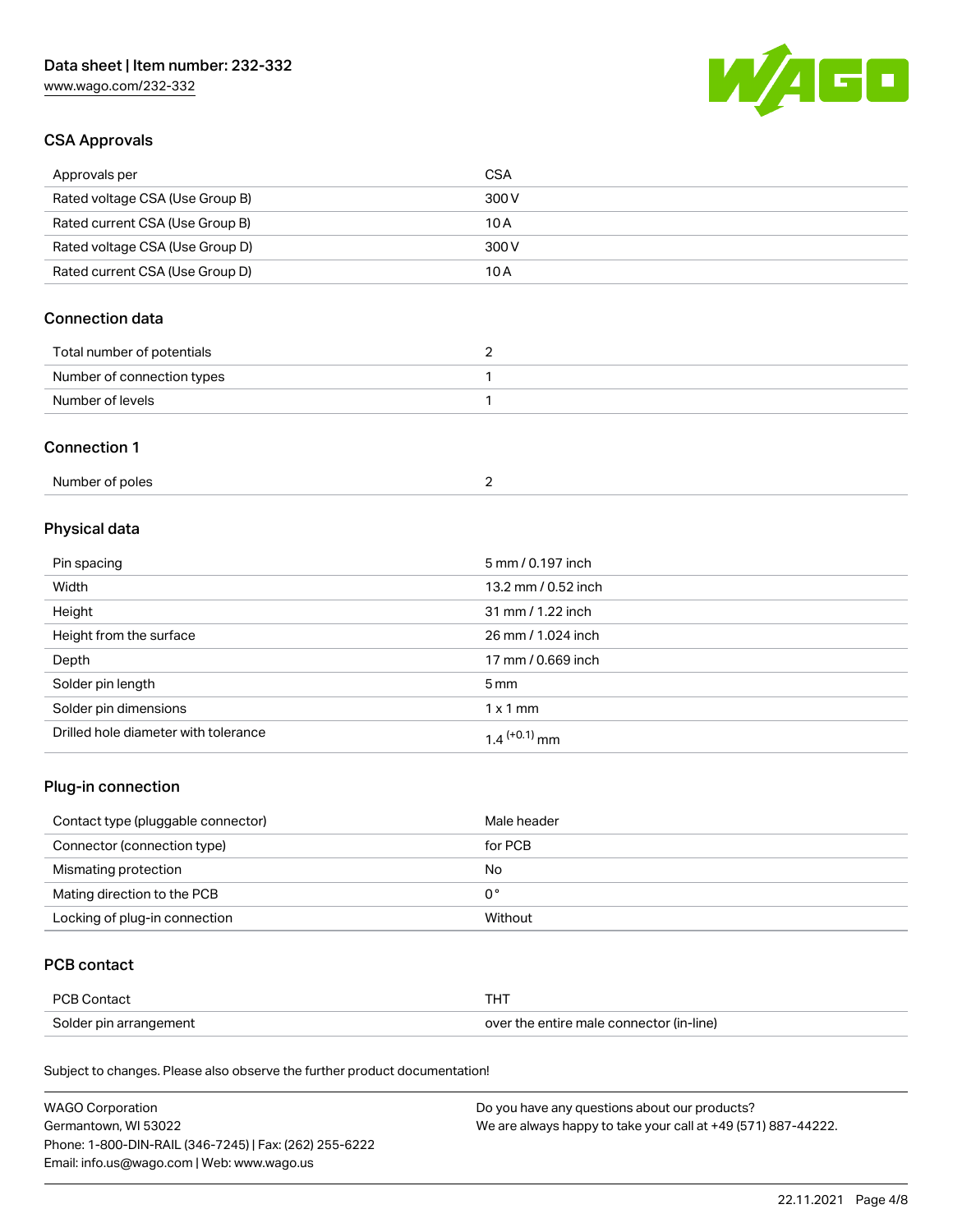## CSA Approvals

| Approvals per | CSA |
|---|---|
| Rated voltage CSA (Use Group B) | 300 V |
| Rated current CSA (Use Group B) | 10 A |
| Rated voltage CSA (Use Group D) | 300 V |
| Rated current CSA (Use Group D) | 10 A |

## Connection data

| Total number of potentials | 2 |
|---|---|
| Number of connection types | 1 |
| Number of levels | 1 |

## Connection 1

| Number of poles | 2 |
|---|---|

## Physical data

| Pin spacing | 5 mm / 0.197 inch |
|---|---|
| Width | 13.2 mm / 0.52 inch |
| Height | 31 mm / 1.22 inch |
| Height from the surface | 26 mm / 1.024 inch |
| Depth | 17 mm / 0.669 inch |
| Solder pin length | 5 mm |
| Solder pin dimensions | 1 x 1 mm |
| Drilled hole diameter with tolerance | $1.4^{(+0.1)}$ mm |

## Plug-in connection

| Contact type (pluggable connector) | Male header |
|---|---|
| Connector (connection type) | for PCB |
| Mismating protection | No |
| Mating direction to the PCB | 0 ° |
| Locking of plug-in connection | Without |

## PCB contact

| PCB Contact | THT |
|---|---|
| Solder pin arrangement | over the entire male connector (in-line) |

Subject to changes. Please also observe the further product documentation!

WAGO Corporation
Germantown, WI 53022
Phone: 1-800-DIN-RAIL (346-7245) | Fax: (262) 255-6222
Email: info.us@wago.com | Web: www.wago.us

Do you have any questions about our products?
We are always happy to take your call at +49 (571) 887-44222.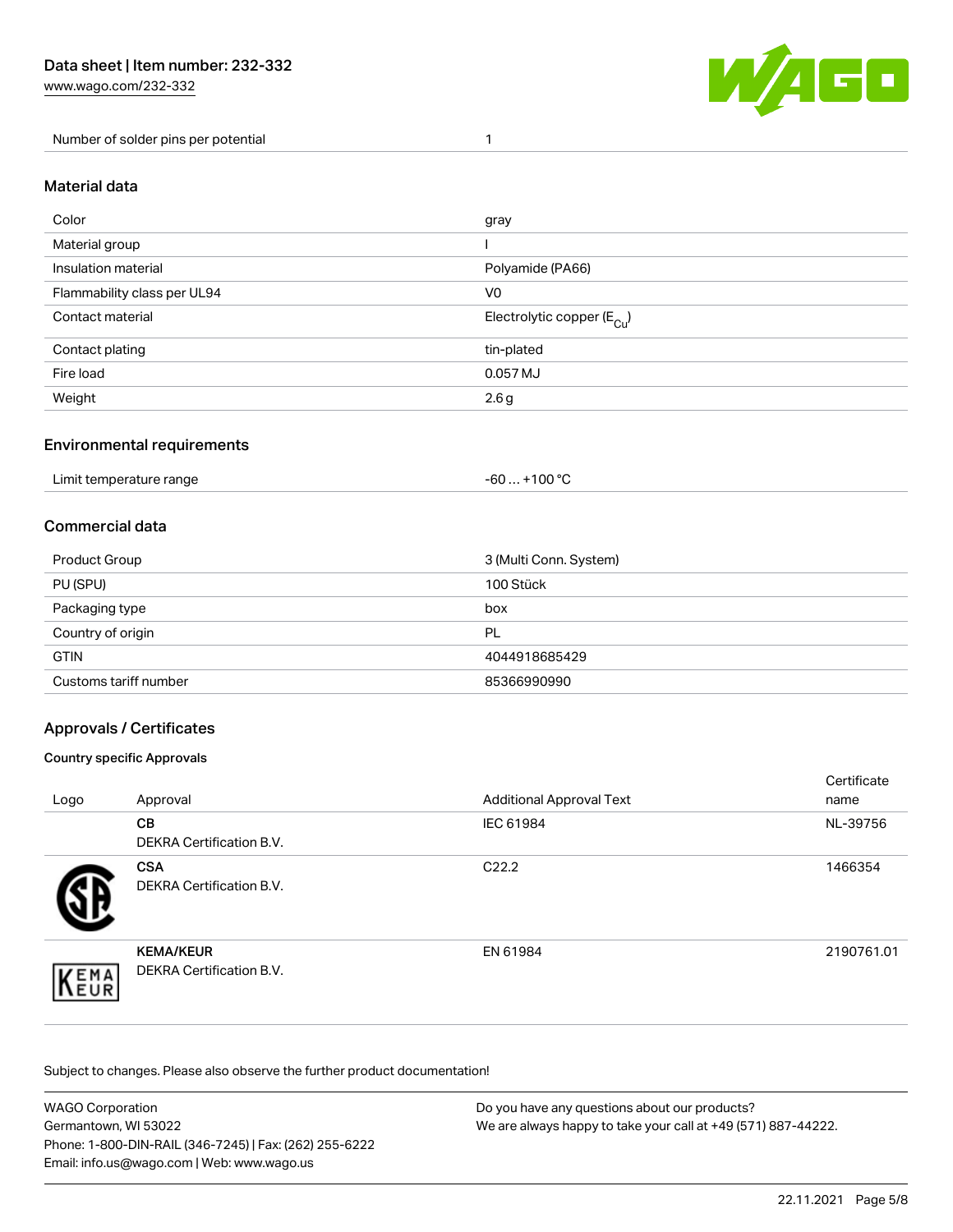| Number of solder pins per potential | 1 |
| --- | --- |

## Material data

| Color | gray |
| --- | --- |
| Material group | I |
| Insulation material | Polyamide (PA66) |
| Flammability class per UL94 | V0 |
| Contact material | Electrolytic copper ($E_{Cu}$) |
| Contact plating | tin-plated |
| Fire load | 0.057 MJ |
| Weight | 2.6 g |

## Environmental requirements

| Limit temperature range | -60 … +100 °C |
| --- | --- |

## Commercial data

| Product Group | 3 (Multi Conn. System) |
| --- | --- |
| PU (SPU) | 100 Stück |
| Packaging type | box |
| Country of origin | PL |
| GTIN | 4044918685429 |
| Customs tariff number | 85366990990 |

## Approvals / Certificates

### Country specific Approvals

| Logo | Approval | Additional Approval Text | Certificate name |
| --- | --- | --- | --- |
| | **CB** DEKRA Certification B.V. | IEC 61984 | NL-39756 |
| | **CSA** DEKRA Certification B.V. | C22.2 | 1466354 |
| | **KEMA/KEUR** DEKRA Certification B.V. | EN 61984 | 2190761.01 |

Subject to changes. Please also observe the further product documentation!

WAGO Corporation
Germantown, WI 53022
Phone: 1-800-DIN-RAIL (346-7245) | Fax: (262) 255-6222
Email: info.us@wago.com | Web: www.wago.us

Do you have any questions about our products?
We are always happy to take your call at +49 (571) 887-44222.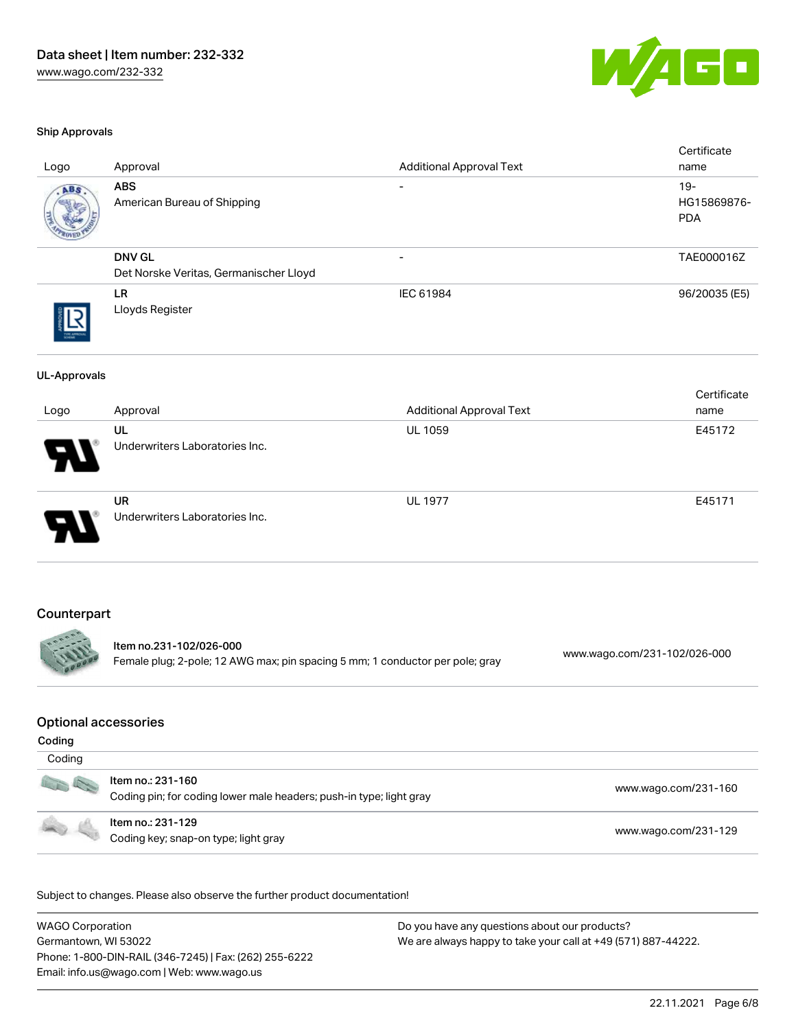### Ship Approvals

| Logo | Approval | Additional Approval Text | Certificate name |
|---|---|---|---|
| | **ABS** American Bureau of Shipping | - | 19-HG15869876-PDA |
| | **DNV GL** Det Norske Veritas, Germanischer Lloyd | - | TAE000016Z |
| | **LR** Lloyds Register | IEC 61984 | 96/20035 (E5) |

### UL-Approvals

| Logo | Approval | Additional Approval Text | Certificate name |
|---|---|---|---|
| | **UL** Underwriters Laboratories Inc. | UL 1059 | E45172 |
| | **UR** Underwriters Laboratories Inc. | UL 1977 | E45171 |

## Counterpart

| Item | Link |
|---|---|
| Item no.231-102/026-000 Female plug; 2-pole; 12 AWG max; pin spacing 5 mm; 1 conductor per pole; gray | www.wago.com/231-102/026-000 |

## Optional accessories

### Coding

| Coding | |
|---|---|
| Item no.: 231-160 Coding pin; for coding lower male headers; push-in type; light gray | www.wago.com/231-160 |
| Item no.: 231-129 Coding key; snap-on type; light gray | www.wago.com/231-129 |

Subject to changes. Please also observe the further product documentation!

WAGO Corporation
Germantown, WI 53022
Phone: 1-800-DIN-RAIL (346-7245) | Fax: (262) 255-6222
Email: info.us@wago.com | Web: www.wago.us

Do you have any questions about our products?
We are always happy to take your call at +49 (571) 887-44222.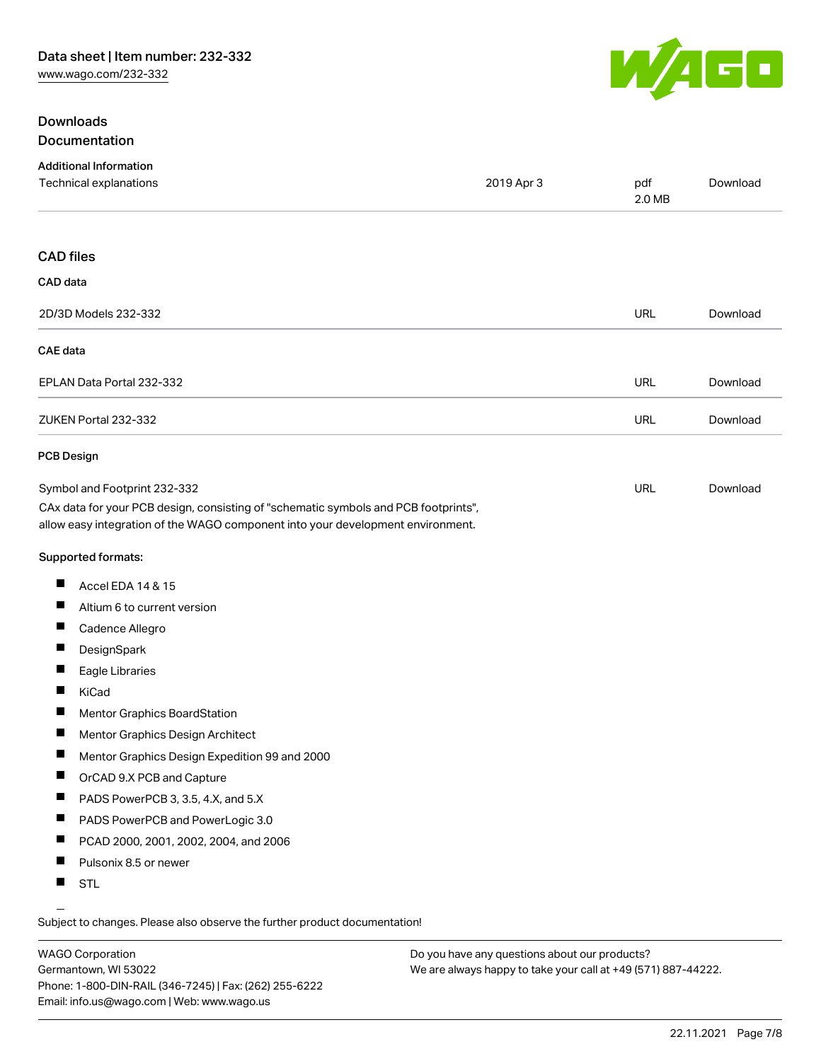## Downloads

### Documentation

**Additional Information**

| Technical explanations | 2019 Apr 3 | pdf 2.0 MB | Download |
| --- | --- | --- | --- |

### CAD files

**CAD data**

| 2D/3D Models 232-332 | URL | Download |
| --- | --- | --- |

**CAE data**

| EPLAN Data Portal 232-332 | URL | Download |
| --- | --- | --- |
| ZUKEN Portal 232-332 | URL | Download |

**PCB Design**

| Symbol and Footprint 232-332 | URL | Download |
| --- | --- | --- |

CAx data for your PCB design, consisting of "schematic symbols and PCB footprints", allow easy integration of the WAGO component into your development environment.

Supported formats:

- Accel EDA 14 & 15
- Altium 6 to current version
- Cadence Allegro
- DesignSpark
- Eagle Libraries
- KiCad
- Mentor Graphics BoardStation
- Mentor Graphics Design Architect
- Mentor Graphics Design Expedition 99 and 2000
- OrCAD 9.X PCB and Capture
- PADS PowerPCB 3, 3.5, 4.X, and 5.X
- PADS PowerPCB and PowerLogic 3.0
- PCAD 2000, 2001, 2002, 2004, and 2006
- Pulsonix 8.5 or newer
- STL

Subject to changes. Please also observe the further product documentation!

WAGO Corporation
Germantown, WI 53022
Phone: 1-800-DIN-RAIL (346-7245) | Fax: (262) 255-6222
Email: info.us@wago.com | Web: www.wago.us

Do you have any questions about our products?
We are always happy to take your call at +49 (571) 887-44222.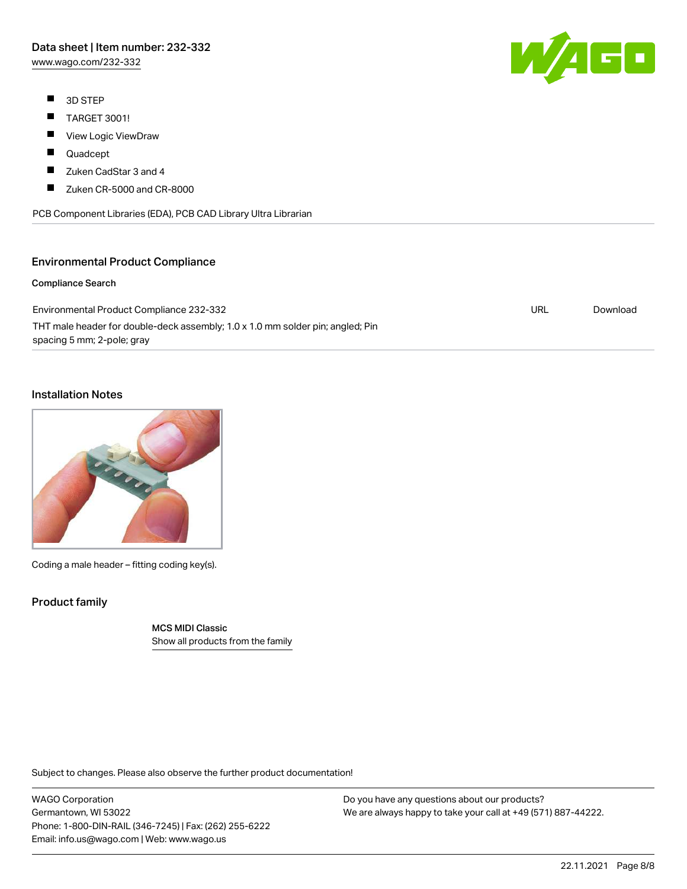- 3D STEP
- TARGET 3001!
- View Logic ViewDraw
- Quadcept
- Zuken CadStar 3 and 4
- Zuken CR-5000 and CR-8000

PCB Component Libraries (EDA), PCB CAD Library Ultra Librarian

## Environmental Product Compliance

### Compliance Search

| | | |
|---|---|---|
| Environmental Product Compliance 232-332<br>THT male header for double-deck assembly; 1.0 x 1.0 mm solder pin; angled; Pin spacing 5 mm; 2-pole; gray | URL | Download |

## Installation Notes

Coding a male header – fitting coding key(s).

## Product family

**MCS MIDI Classic**
Show all products from the family

Subject to changes. Please also observe the further product documentation!

WAGO Corporation
Germantown, WI 53022
Phone: 1-800-DIN-RAIL (346-7245) | Fax: (262) 255-6222
Email: info.us@wago.com | Web: www.wago.us

Do you have any questions about our products?
We are always happy to take your call at +49 (571) 887-44222.